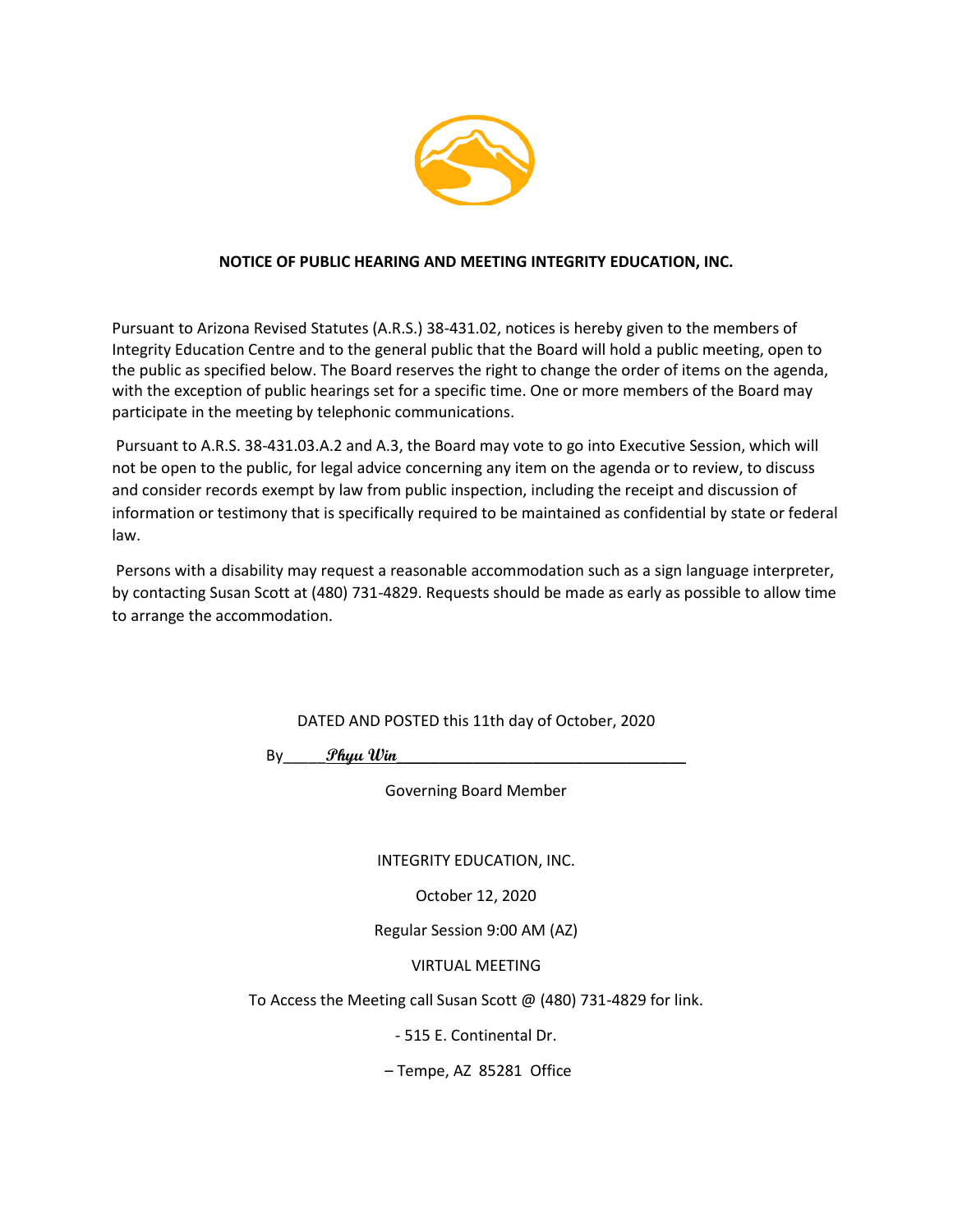**NOTICE OF PUBLIC HEARING AND MEETING INTEGRITY EDUCATION, INC.**

Pursuant to Arizona Revised Statutes (A.R.S.) 38-431.02, notices is hereby given to the members of Integrity Education Centre and to the general public that the Board will hold a public meeting, open to the public as specified below. The Board reserves the right to change the order of items on the agenda, with the exception of public hearings set for a specific time. One or more members of the Board may participate in the meeting by telephonic communications.

Pursuant to A.R.S. 38-431.03.A.2 and A.3, the Board may vote to go into Executive Session, which will not be open to the public, for legal advice concerning any item on the agenda or to review, to discuss and consider records exempt by law from public inspection, including the receipt and discussion of information or testimony that is specifically required to be maintained as confidential by state or federal law.

Persons with a disability may request a reasonable accommodation such as a sign language interpreter, by contacting Susan Scott at (480) 731-4829. Requests should be made as early as possible to allow time to arrange the accommodation.

DATED AND POSTED this 11th day of October, 2020

By_____*Phyu Win*___________________________________

Governing Board Member

INTEGRITY EDUCATION, INC.

October 12, 2020

Regular Session 9:00 AM (AZ)

VIRTUAL MEETING

To Access the Meeting call Susan Scott @ (480) 731-4829 for link.

- 515 E. Continental Dr.

– Tempe, AZ 85281 Office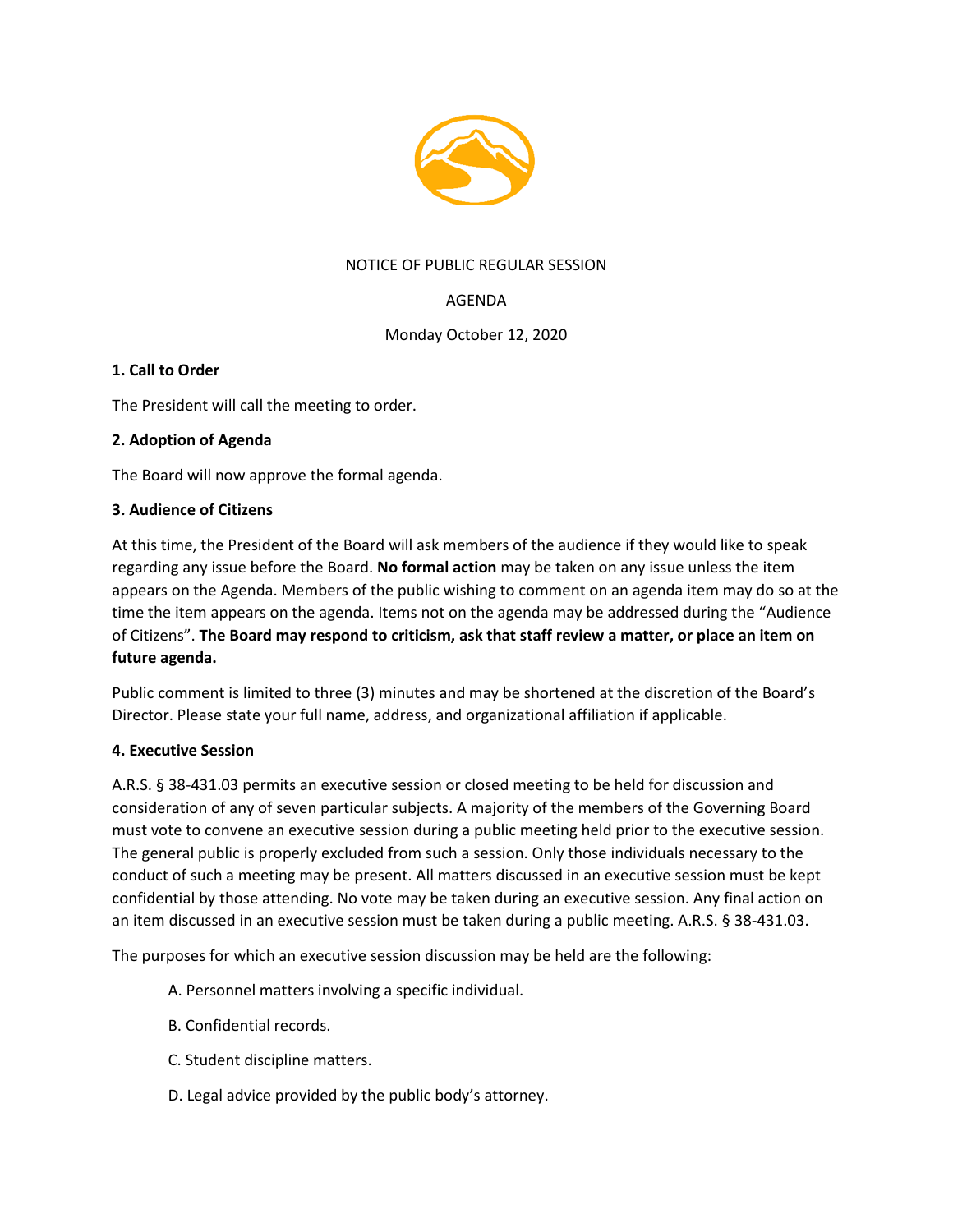NOTICE OF PUBLIC REGULAR SESSION

AGENDA

Monday October 12, 2020

**1. Call to Order**

The President will call the meeting to order.

**2. Adoption of Agenda**

The Board will now approve the formal agenda.

**3. Audience of Citizens**

At this time, the President of the Board will ask members of the audience if they would like to speak regarding any issue before the Board. **No formal action** may be taken on any issue unless the item appears on the Agenda. Members of the public wishing to comment on an agenda item may do so at the time the item appears on the agenda. Items not on the agenda may be addressed during the "Audience of Citizens". **The Board may respond to criticism, ask that staff review a matter, or place an item on future agenda.**

Public comment is limited to three (3) minutes and may be shortened at the discretion of the Board's Director. Please state your full name, address, and organizational affiliation if applicable.

**4. Executive Session**

A.R.S. § 38-431.03 permits an executive session or closed meeting to be held for discussion and consideration of any of seven particular subjects. A majority of the members of the Governing Board must vote to convene an executive session during a public meeting held prior to the executive session. The general public is properly excluded from such a session. Only those individuals necessary to the conduct of such a meeting may be present. All matters discussed in an executive session must be kept confidential by those attending. No vote may be taken during an executive session. Any final action on an item discussed in an executive session must be taken during a public meeting. A.R.S. § 38-431.03.

The purposes for which an executive session discussion may be held are the following:

A. Personnel matters involving a specific individual.

B. Confidential records.

C. Student discipline matters.

D. Legal advice provided by the public body's attorney.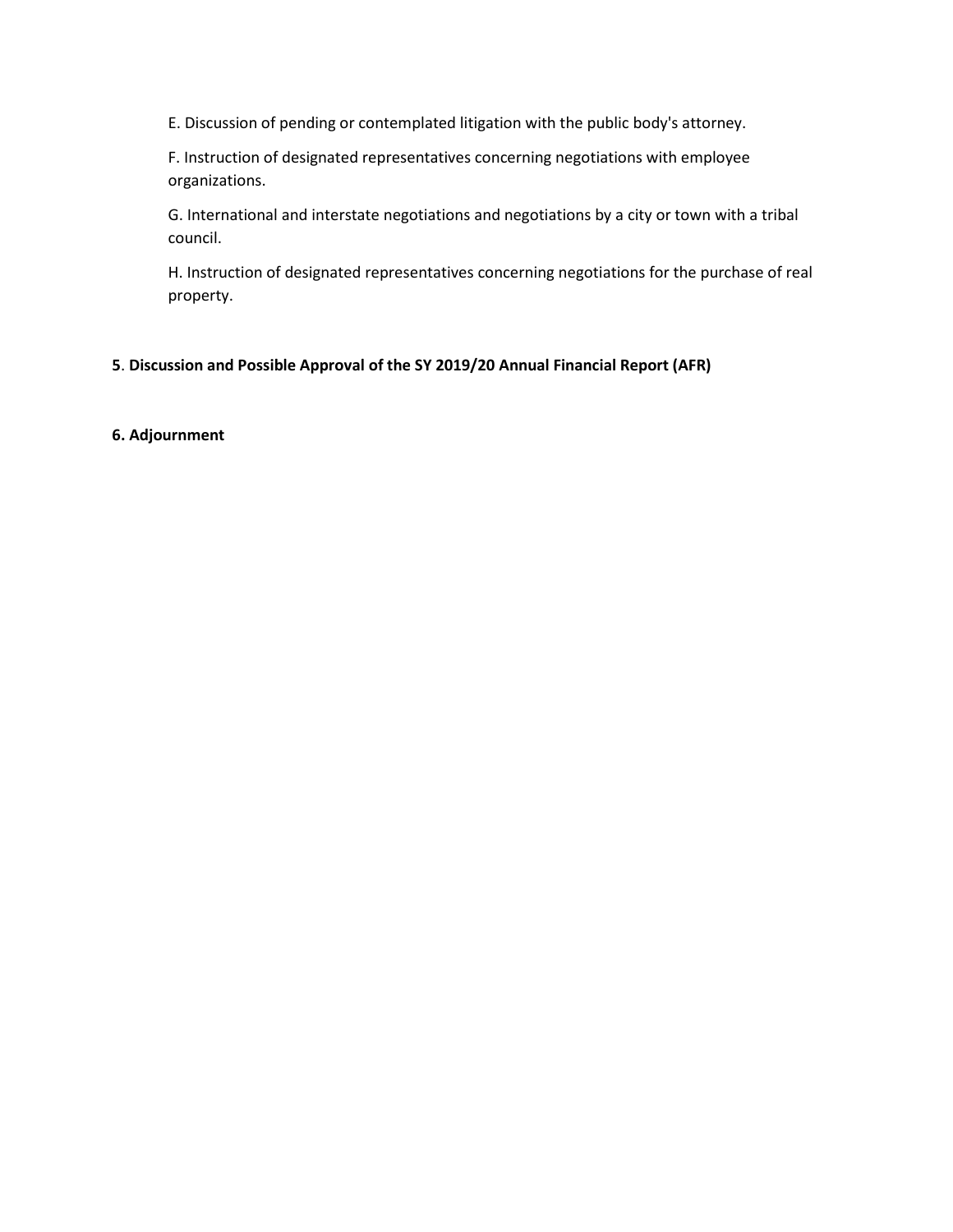E. Discussion of pending or contemplated litigation with the public body's attorney.

F. Instruction of designated representatives concerning negotiations with employee organizations.

G. International and interstate negotiations and negotiations by a city or town with a tribal council.

H. Instruction of designated representatives concerning negotiations for the purchase of real property.

**5**. **Discussion and Possible Approval of the SY 2019/20 Annual Financial Report (AFR)**

**6. Adjournment**